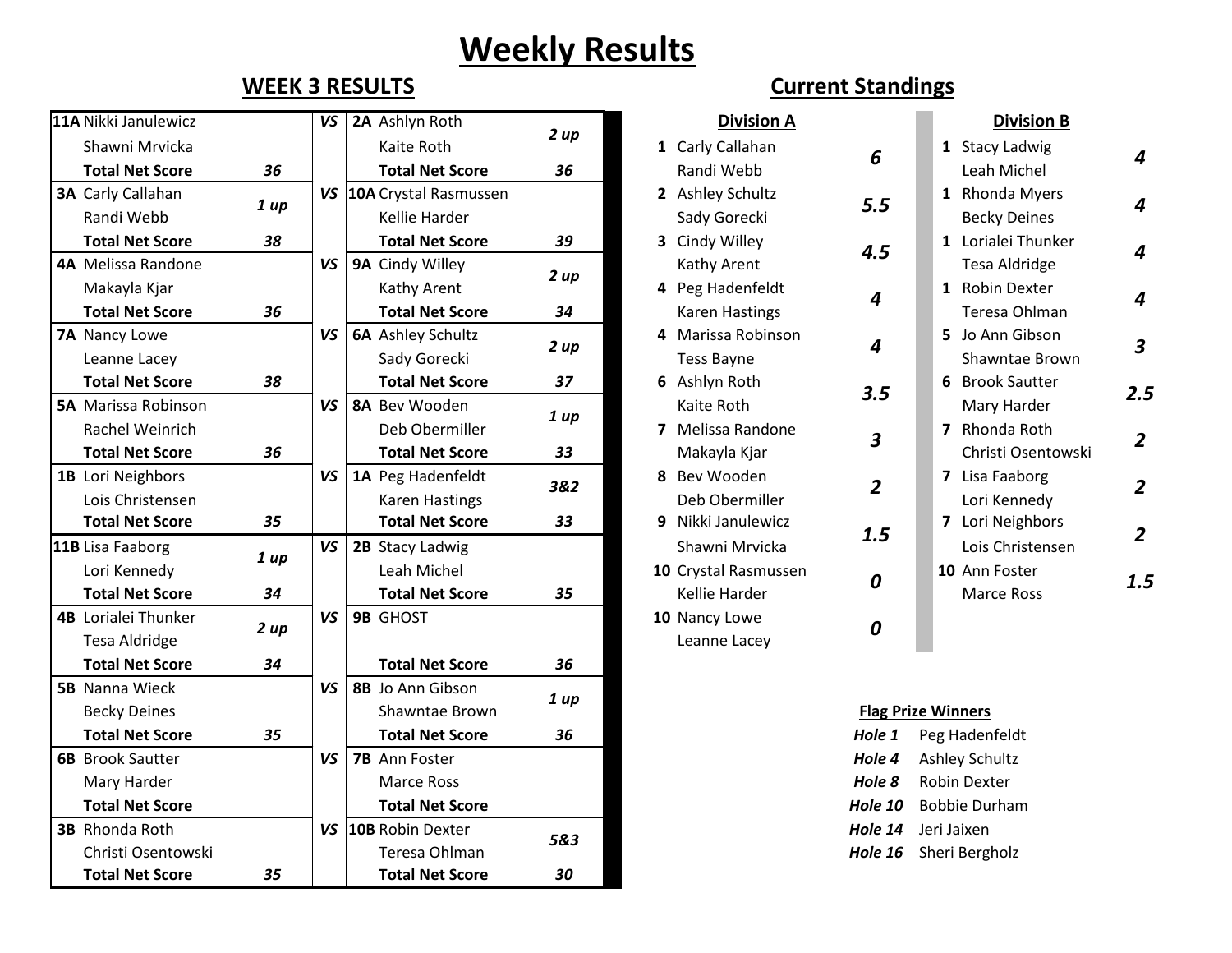# Weekly Results

## WEEK 3 RESULTS

| Team | Players | Result | | Team | Players | Result |
|---|---|---|---|---|---|---|
| 11A | Nikki Janulewicz / Shawni Mrvicka | | VS | 2A | Ashlyn Roth / Kaite Roth | 2 up |
| | Total Net Score | 36 | | | Total Net Score | 36 |
| 3A | Carly Callahan / Randi Webb | 1 up | VS | 10A | Crystal Rasmussen / Kellie Harder | |
| | Total Net Score | 38 | | | Total Net Score | 39 |
| 4A | Melissa Randone / Makayla Kjar | | VS | 9A | Cindy Willey / Kathy Arent | 2 up |
| | Total Net Score | 36 | | | Total Net Score | 34 |
| 7A | Nancy Lowe / Leanne Lacey | | VS | 6A | Ashley Schultz / Sady Gorecki | 2 up |
| | Total Net Score | 38 | | | Total Net Score | 37 |
| 5A | Marissa Robinson / Rachel Weinrich | | VS | 8A | Bev Wooden / Deb Obermiller | 1 up |
| | Total Net Score | 36 | | | Total Net Score | 33 |
| 1B | Lori Neighbors / Lois Christensen | | VS | 1A | Peg Hadenfeldt / Karen Hastings | 3&2 |
| | Total Net Score | 35 | | | Total Net Score | 33 |
| 11B | Lisa Faaborg / Lori Kennedy | 1 up | VS | 2B | Stacy Ladwig / Leah Michel | |
| | Total Net Score | 34 | | | Total Net Score | 35 |
| 4B | Lorialei Thunker / Tesa Aldridge | 2 up | VS | 9B | GHOST | |
| | Total Net Score | 34 | | | Total Net Score | 36 |
| 5B | Nanna Wieck / Becky Deines | | VS | 8B | Jo Ann Gibson / Shawntae Brown | 1 up |
| | Total Net Score | 35 | | | Total Net Score | 36 |
| 6B | Brook Sautter / Mary Harder | | VS | 7B | Ann Foster / Marce Ross | |
| | Total Net Score | | | | Total Net Score | |
| 3B | Rhonda Roth / Christi Osentowski | | VS | 10B | Robin Dexter / Teresa Ohlman | 5&3 |
| | Total Net Score | 35 | | | Total Net Score | 30 |

## Current Standings

### Division A

| Rank | Team | Points |
|---|---|---|
| 1 | Carly Callahan / Randi Webb | 6 |
| 2 | Ashley Schultz / Sady Gorecki | 5.5 |
| 3 | Cindy Willey / Kathy Arent | 4.5 |
| 4 | Peg Hadenfeldt / Karen Hastings | 4 |
| 4 | Marissa Robinson / Tess Bayne | 4 |
| 6 | Ashlyn Roth / Kaite Roth | 3.5 |
| 7 | Melissa Randone / Makayla Kjar | 3 |
| 8 | Bev Wooden / Deb Obermiller | 2 |
| 9 | Nikki Janulewicz / Shawni Mrvicka | 1.5 |
| 10 | Crystal Rasmussen / Kellie Harder | 0 |
| 10 | Nancy Lowe / Leanne Lacey | 0 |

### Division B

| Rank | Team | Points |
|---|---|---|
| 1 | Stacy Ladwig / Leah Michel | 4 |
| 1 | Rhonda Myers / Becky Deines | 4 |
| 1 | Lorialei Thunker / Tesa Aldridge | 4 |
| 1 | Robin Dexter / Teresa Ohlman | 4 |
| 5 | Jo Ann Gibson / Shawntae Brown | 3 |
| 6 | Brook Sautter / Mary Harder | 2.5 |
| 7 | Rhonda Roth / Christi Osentowski | 2 |
| 7 | Lisa Faaborg / Lori Kennedy | 2 |
| 7 | Lori Neighbors / Lois Christensen | 2 |
| 10 | Ann Foster / Marce Ross | 1.5 |

### Flag Prize Winners

| Hole | Winner |
|---|---|
| Hole 1 | Peg Hadenfeldt |
| Hole 4 | Ashley Schultz |
| Hole 8 | Robin Dexter |
| Hole 10 | Bobbie Durham |
| Hole 14 | Jeri Jaixen |
| Hole 16 | Sheri Bergholz |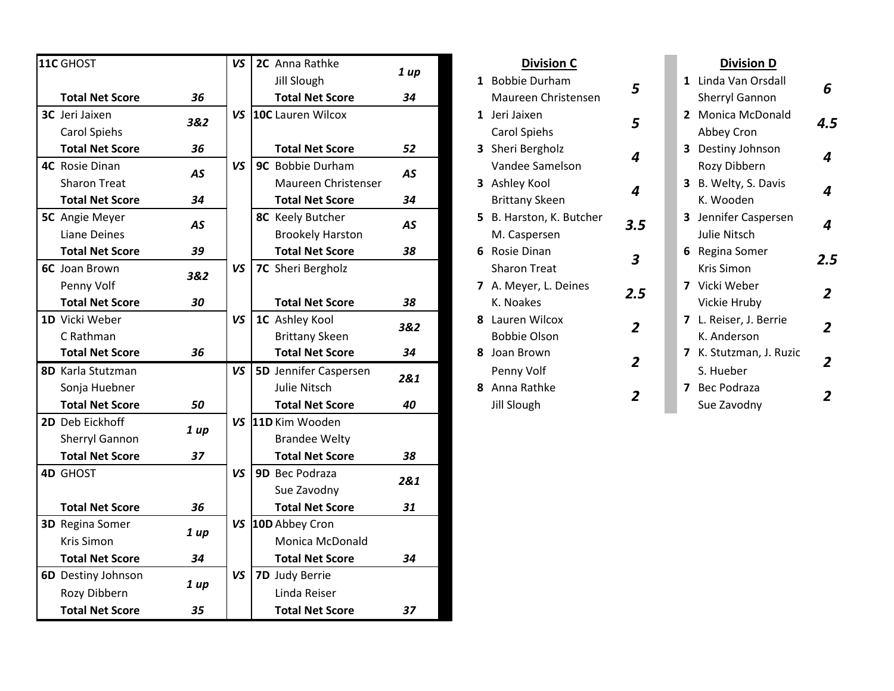| | | | | | |
|---|---|---|---|---|---|
| 11C GHOST | | VS | 2C Anna Rathke, Jill Slough | 1 up | |
| **Total Net Score** | 36 | | **Total Net Score** | 34 | |
| 3C Jeri Jaixen, Carol Spiehs | 3&2 | VS | 10C Lauren Wilcox | | |
| **Total Net Score** | 36 | | **Total Net Score** | 52 | |
| 4C Rosie Dinan, Sharon Treat | AS | VS | 9C Bobbie Durham, Maureen Christenser | AS | |
| **Total Net Score** | 34 | | **Total Net Score** | 34 | |
| 5C Angie Meyer, Liane Deines | AS | | 8C Keely Butcher, Brookely Harston | AS | |
| **Total Net Score** | 39 | | **Total Net Score** | 38 | |
| 6C Joan Brown, Penny Volf | 3&2 | VS | 7C Sheri Bergholz | | |
| **Total Net Score** | 30 | | **Total Net Score** | 38 | |
| 1D Vicki Weber, C Rathman | | VS | 1C Ashley Kool, Brittany Skeen | 3&2 | |
| **Total Net Score** | 36 | | **Total Net Score** | 34 | |
| 8D Karla Stutzman, Sonja Huebner | | VS | 5D Jennifer Caspersen, Julie Nitsch | 2&1 | |
| **Total Net Score** | 50 | | **Total Net Score** | 40 | |
| 2D Deb Eickhoff, Sherryl Gannon | 1 up | VS | 11D Kim Wooden, Brandee Welty | | |
| **Total Net Score** | 37 | | **Total Net Score** | 38 | |
| 4D GHOST | | VS | 9D Bec Podraza, Sue Zavodny | 2&1 | |
| **Total Net Score** | 36 | | **Total Net Score** | 31 | |
| 3D Regina Somer, Kris Simon | 1 up | VS | 10D Abbey Cron, Monica McDonald | | |
| **Total Net Score** | 34 | | **Total Net Score** | 34 | |
| 6D Destiny Johnson, Rozy Dibbern | 1 up | VS | 7D Judy Berrie, Linda Reiser | | |
| **Total Net Score** | 35 | | **Total Net Score** | 37 | |

**Division C**

| | | |
|---|---|---|
| 1 | Bobbie Durham, Maureen Christensen | 5 |
| 1 | Jeri Jaixen, Carol Spiehs | 5 |
| 3 | Sheri Bergholz, Vandee Samelson | 4 |
| 3 | Ashley Kool, Brittany Skeen | 4 |
| 5 | B. Harston, K. Butcher, M. Caspersen | 3.5 |
| 6 | Rosie Dinan, Sharon Treat | 3 |
| 7 | A. Meyer, L. Deines, K. Noakes | 2.5 |
| 8 | Lauren Wilcox, Bobbie Olson | 2 |
| 8 | Joan Brown, Penny Volf | 2 |
| 8 | Anna Rathke, Jill Slough | 2 |

**Division D**

| | | |
|---|---|---|
| 1 | Linda Van Orsdall, Sherryl Gannon | 6 |
| 2 | Monica McDonald, Abbey Cron | 4.5 |
| 3 | Destiny Johnson, Rozy Dibbern | 4 |
| 3 | B. Welty, S. Davis, K. Wooden | 4 |
| 3 | Jennifer Caspersen, Julie Nitsch | 4 |
| 6 | Regina Somer, Kris Simon | 2.5 |
| 7 | Vicki Weber, Vickie Hruby | 2 |
| 7 | L. Reiser, J. Berrie, K. Anderson | 2 |
| 7 | K. Stutzman, J. Ruzic, S. Hueber | 2 |
| 7 | Bec Podraza, Sue Zavodny | 2 |